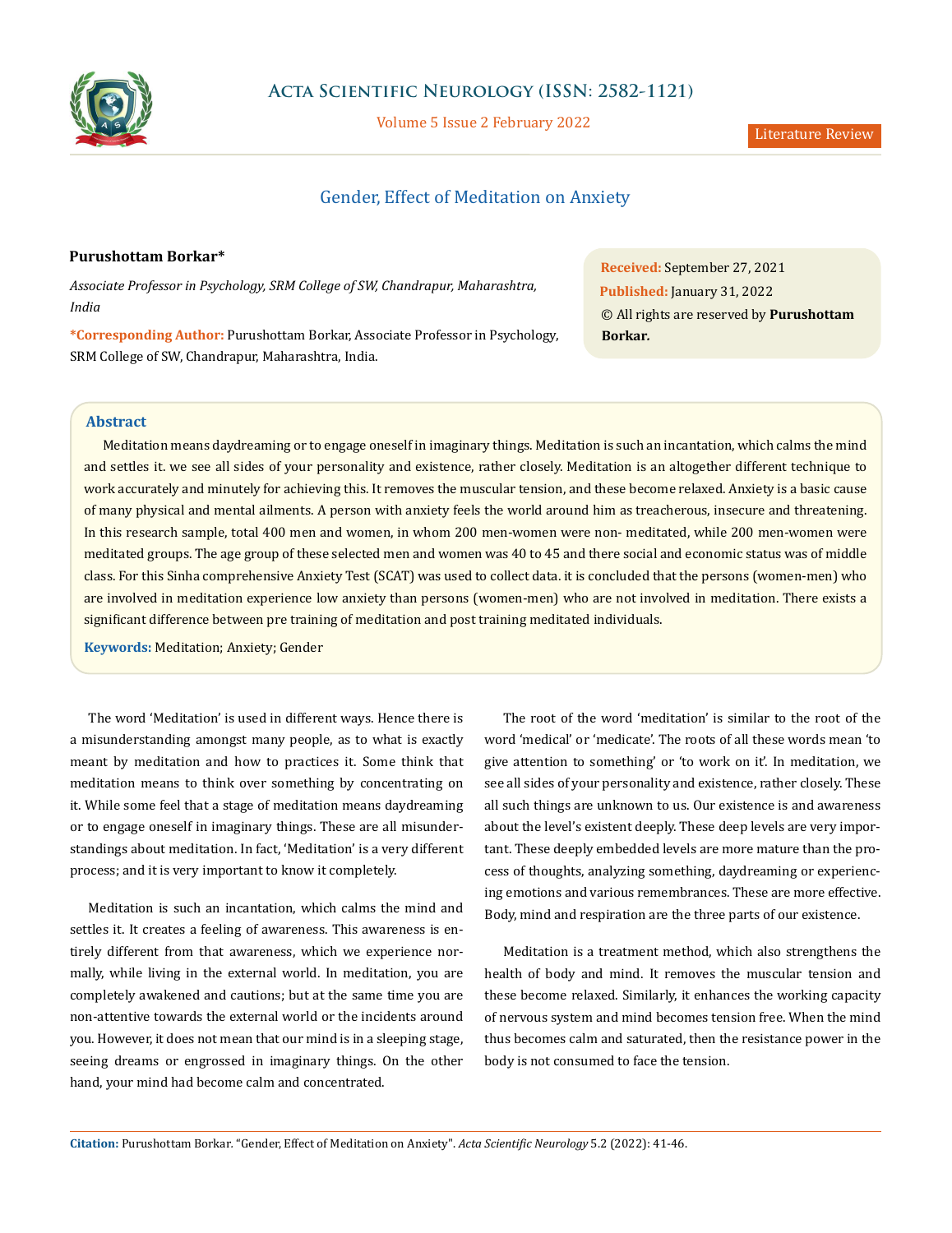Literature Review

# Gender, Effect of Meditation on Anxiety

**Purushottam Borkar***

*Associate Professor in Psychology, SRM College of SW, Chandrapur, Maharashtra, India*

**\*Corresponding Author:** Purushottam Borkar, Associate Professor in Psychology, SRM College of SW, Chandrapur, Maharashtra, India.

**Received:** September 27, 2021
**Published:** January 31, 2022
© All rights are reserved by **Purushottam Borkar.**

## Abstract

Meditation means daydreaming or to engage oneself in imaginary things. Meditation is such an incantation, which calms the mind and settles it. we see all sides of your personality and existence, rather closely. Meditation is an altogether different technique to work accurately and minutely for achieving this. It removes the muscular tension, and these become relaxed. Anxiety is a basic cause of many physical and mental ailments. A person with anxiety feels the world around him as treacherous, insecure and threatening. In this research sample, total 400 men and women, in whom 200 men-women were non- meditated, while 200 men-women were meditated groups. The age group of these selected men and women was 40 to 45 and there social and economic status was of middle class. For this Sinha comprehensive Anxiety Test (SCAT) was used to collect data. it is concluded that the persons (women-men) who are involved in meditation experience low anxiety than persons (women-men) who are not involved in meditation. There exists a significant difference between pre training of meditation and post training meditated individuals.

**Keywords:** Meditation; Anxiety; Gender

The word 'Meditation' is used in different ways. Hence there is a misunderstanding amongst many people, as to what is exactly meant by meditation and how to practices it. Some think that meditation means to think over something by concentrating on it. While some feel that a stage of meditation means daydreaming or to engage oneself in imaginary things. These are all misunderstandings about meditation. In fact, 'Meditation' is a very different process; and it is very important to know it completely.

Meditation is such an incantation, which calms the mind and settles it. It creates a feeling of awareness. This awareness is entirely different from that awareness, which we experience normally, while living in the external world. In meditation, you are completely awakened and cautions; but at the same time you are non-attentive towards the external world or the incidents around you. However, it does not mean that our mind is in a sleeping stage, seeing dreams or engrossed in imaginary things. On the other hand, your mind had become calm and concentrated.

The root of the word 'meditation' is similar to the root of the word 'medical' or 'medicate'. The roots of all these words mean 'to give attention to something' or 'to work on it'. In meditation, we see all sides of your personality and existence, rather closely. These all such things are unknown to us. Our existence is and awareness about the level's existent deeply. These deep levels are very important. These deeply embedded levels are more mature than the process of thoughts, analyzing something, daydreaming or experiencing emotions and various remembrances. These are more effective. Body, mind and respiration are the three parts of our existence.

Meditation is a treatment method, which also strengthens the health of body and mind. It removes the muscular tension and these become relaxed. Similarly, it enhances the working capacity of nervous system and mind becomes tension free. When the mind thus becomes calm and saturated, then the resistance power in the body is not consumed to face the tension.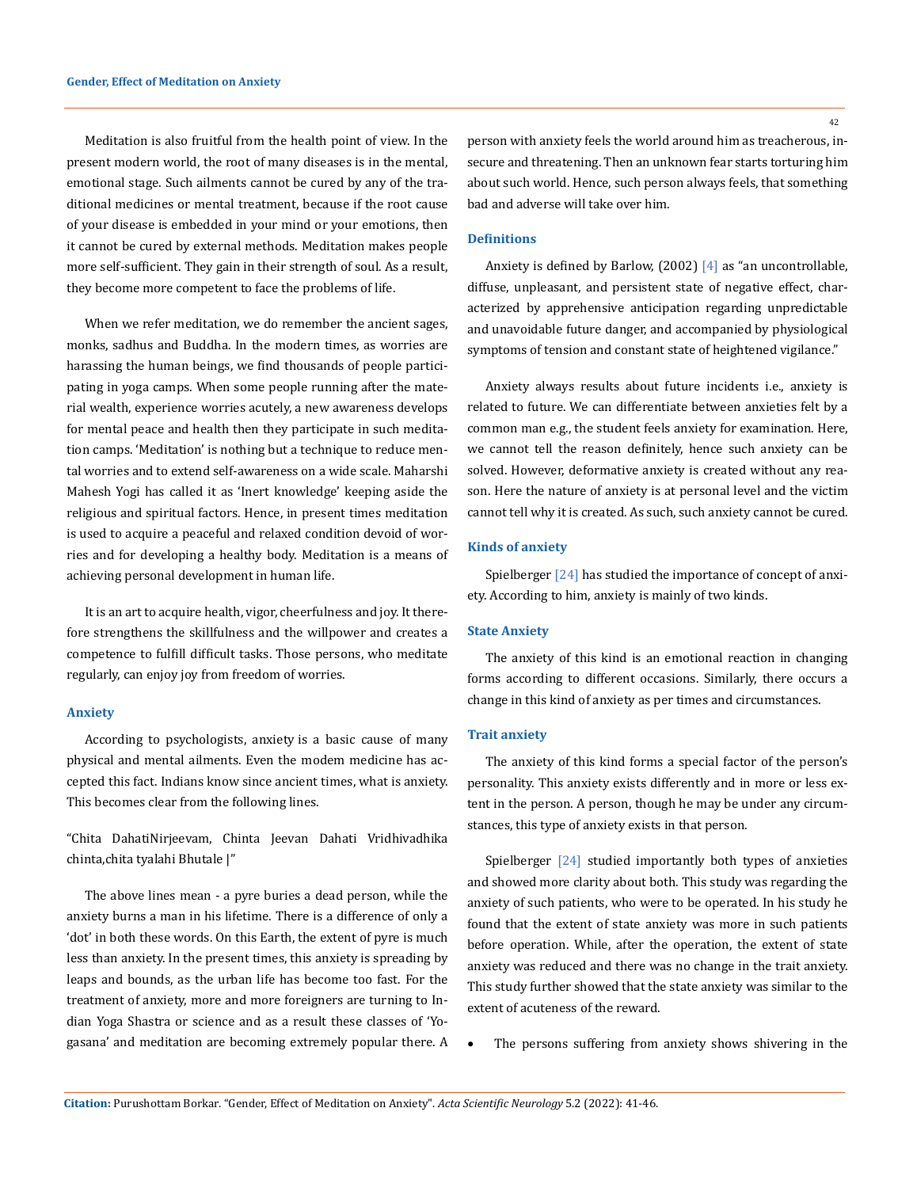Meditation is also fruitful from the health point of view. In the present modern world, the root of many diseases is in the mental, emotional stage. Such ailments cannot be cured by any of the traditional medicines or mental treatment, because if the root cause of your disease is embedded in your mind or your emotions, then it cannot be cured by external methods. Meditation makes people more self-sufficient. They gain in their strength of soul. As a result, they become more competent to face the problems of life.

When we refer meditation, we do remember the ancient sages, monks, sadhus and Buddha. In the modern times, as worries are harassing the human beings, we find thousands of people participating in yoga camps. When some people running after the material wealth, experience worries acutely, a new awareness develops for mental peace and health then they participate in such meditation camps. 'Meditation' is nothing but a technique to reduce mental worries and to extend self-awareness on a wide scale. Maharshi Mahesh Yogi has called it as 'Inert knowledge' keeping aside the religious and spiritual factors. Hence, in present times meditation is used to acquire a peaceful and relaxed condition devoid of worries and for developing a healthy body. Meditation is a means of achieving personal development in human life.

It is an art to acquire health, vigor, cheerfulness and joy. It therefore strengthens the skillfulness and the willpower and creates a competence to fulfill difficult tasks. Those persons, who meditate regularly, can enjoy joy from freedom of worries.

### Anxiety

According to psychologists, anxiety is a basic cause of many physical and mental ailments. Even the modem medicine has accepted this fact. Indians know since ancient times, what is anxiety. This becomes clear from the following lines.

"Chita DahatiNirjeevam, Chinta Jeevan Dahati Vridhivadhika chinta,chita tyalahi Bhutale |"

The above lines mean - a pyre buries a dead person, while the anxiety burns a man in his lifetime. There is a difference of only a 'dot' in both these words. On this Earth, the extent of pyre is much less than anxiety. In the present times, this anxiety is spreading by leaps and bounds, as the urban life has become too fast. For the treatment of anxiety, more and more foreigners are turning to Indian Yoga Shastra or science and as a result these classes of 'Yogasana' and meditation are becoming extremely popular there. A person with anxiety feels the world around him as treacherous, insecure and threatening. Then an unknown fear starts torturing him about such world. Hence, such person always feels, that something bad and adverse will take over him.

### Definitions

Anxiety is defined by Barlow, (2002) [4] as "an uncontrollable, diffuse, unpleasant, and persistent state of negative effect, characterized by apprehensive anticipation regarding unpredictable and unavoidable future danger, and accompanied by physiological symptoms of tension and constant state of heightened vigilance."

Anxiety always results about future incidents i.e., anxiety is related to future. We can differentiate between anxieties felt by a common man e.g., the student feels anxiety for examination. Here, we cannot tell the reason definitely, hence such anxiety can be solved. However, deformative anxiety is created without any reason. Here the nature of anxiety is at personal level and the victim cannot tell why it is created. As such, such anxiety cannot be cured.

### Kinds of anxiety

Spielberger [24] has studied the importance of concept of anxiety. According to him, anxiety is mainly of two kinds.

### State Anxiety

The anxiety of this kind is an emotional reaction in changing forms according to different occasions. Similarly, there occurs a change in this kind of anxiety as per times and circumstances.

### Trait anxiety

The anxiety of this kind forms a special factor of the person's personality. This anxiety exists differently and in more or less extent in the person. A person, though he may be under any circumstances, this type of anxiety exists in that person.

Spielberger [24] studied importantly both types of anxieties and showed more clarity about both. This study was regarding the anxiety of such patients, who were to be operated. In his study he found that the extent of state anxiety was more in such patients before operation. While, after the operation, the extent of state anxiety was reduced and there was no change in the trait anxiety. This study further showed that the state anxiety was similar to the extent of acuteness of the reward.

- The persons suffering from anxiety shows shivering in the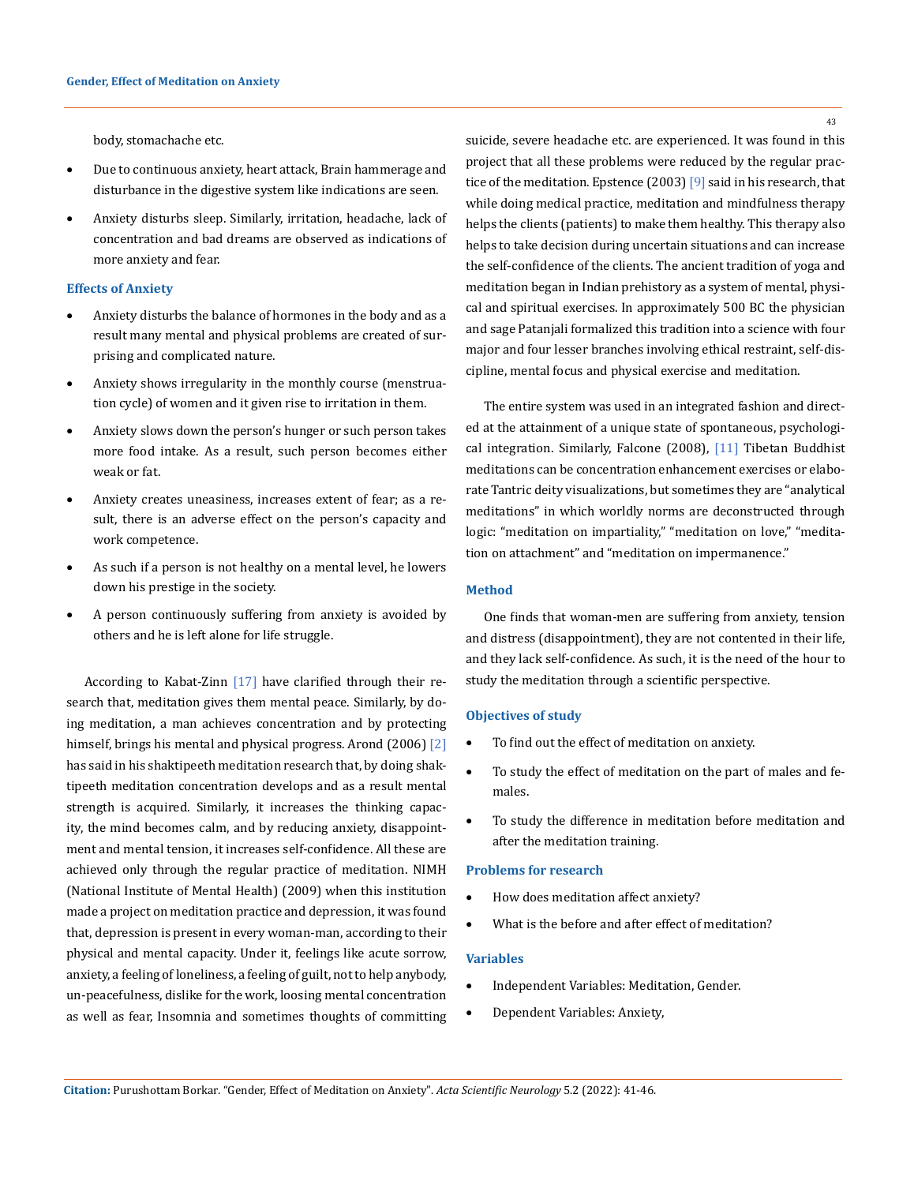body, stomachache etc.

- Due to continuous anxiety, heart attack, Brain hammerage and disturbance in the digestive system like indications are seen.
- Anxiety disturbs sleep. Similarly, irritation, headache, lack of concentration and bad dreams are observed as indications of more anxiety and fear.

### Effects of Anxiety

- Anxiety disturbs the balance of hormones in the body and as a result many mental and physical problems are created of surprising and complicated nature.
- Anxiety shows irregularity in the monthly course (menstruation cycle) of women and it given rise to irritation in them.
- Anxiety slows down the person's hunger or such person takes more food intake. As a result, such person becomes either weak or fat.
- Anxiety creates uneasiness, increases extent of fear; as a result, there is an adverse effect on the person's capacity and work competence.
- As such if a person is not healthy on a mental level, he lowers down his prestige in the society.
- A person continuously suffering from anxiety is avoided by others and he is left alone for life struggle.

According to Kabat-Zinn [17] have clarified through their research that, meditation gives them mental peace. Similarly, by doing meditation, a man achieves concentration and by protecting himself, brings his mental and physical progress. Arond (2006) [2] has said in his shaktipeeth meditation research that, by doing shaktipeeth meditation concentration develops and as a result mental strength is acquired. Similarly, it increases the thinking capacity, the mind becomes calm, and by reducing anxiety, disappointment and mental tension, it increases self-confidence. All these are achieved only through the regular practice of meditation. NIMH (National Institute of Mental Health) (2009) when this institution made a project on meditation practice and depression, it was found that, depression is present in every woman-man, according to their physical and mental capacity. Under it, feelings like acute sorrow, anxiety, a feeling of loneliness, a feeling of guilt, not to help anybody, un-peacefulness, dislike for the work, loosing mental concentration as well as fear, Insomnia and sometimes thoughts of committing suicide, severe headache etc. are experienced. It was found in this project that all these problems were reduced by the regular practice of the meditation. Epstence (2003) [9] said in his research, that while doing medical practice, meditation and mindfulness therapy helps the clients (patients) to make them healthy. This therapy also helps to take decision during uncertain situations and can increase the self-confidence of the clients. The ancient tradition of yoga and meditation began in Indian prehistory as a system of mental, physical and spiritual exercises. In approximately 500 BC the physician and sage Patanjali formalized this tradition into a science with four major and four lesser branches involving ethical restraint, self-discipline, mental focus and physical exercise and meditation.

The entire system was used in an integrated fashion and directed at the attainment of a unique state of spontaneous, psychological integration. Similarly, Falcone (2008), [11] Tibetan Buddhist meditations can be concentration enhancement exercises or elaborate Tantric deity visualizations, but sometimes they are "analytical meditations" in which worldly norms are deconstructed through logic: "meditation on impartiality," "meditation on love," "meditation on attachment" and "meditation on impermanence."

### Method

One finds that woman-men are suffering from anxiety, tension and distress (disappointment), they are not contented in their life, and they lack self-confidence. As such, it is the need of the hour to study the meditation through a scientific perspective.

### Objectives of study

- To find out the effect of meditation on anxiety.
- To study the effect of meditation on the part of males and females.
- To study the difference in meditation before meditation and after the meditation training.

### Problems for research

- How does meditation affect anxiety?
- What is the before and after effect of meditation?

### Variables

- Independent Variables: Meditation, Gender.
- Dependent Variables: Anxiety,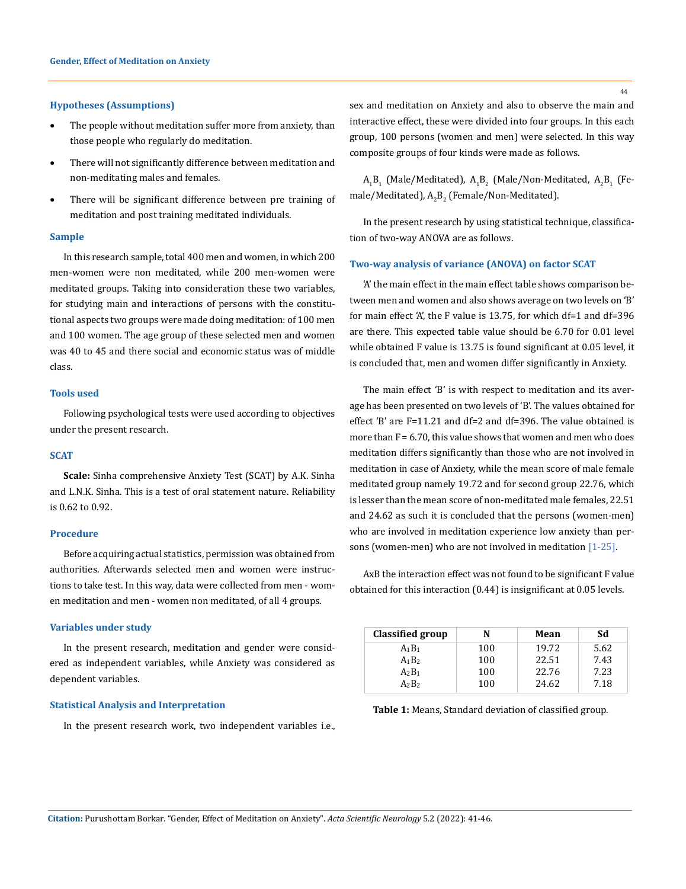### Hypotheses (Assumptions)

- The people without meditation suffer more from anxiety, than those people who regularly do meditation.
- There will not significantly difference between meditation and non-meditating males and females.
- There will be significant difference between pre training of meditation and post training meditated individuals.

### Sample

In this research sample, total 400 men and women, in which 200 men-women were non meditated, while 200 men-women were meditated groups. Taking into consideration these two variables, for studying main and interactions of persons with the constitutional aspects two groups were made doing meditation: of 100 men and 100 women. The age group of these selected men and women was 40 to 45 and there social and economic status was of middle class.

### Tools used

Following psychological tests were used according to objectives under the present research.

### SCAT

**Scale:** Sinha comprehensive Anxiety Test (SCAT) by A.K. Sinha and L.N.K. Sinha. This is a test of oral statement nature. Reliability is 0.62 to 0.92.

### Procedure

Before acquiring actual statistics, permission was obtained from authorities. Afterwards selected men and women were instructions to take test. In this way, data were collected from men - women meditation and men - women non meditated, of all 4 groups.

### Variables under study

In the present research, meditation and gender were considered as independent variables, while Anxiety was considered as dependent variables.

### Statistical Analysis and Interpretation

In the present research work, two independent variables i.e., sex and meditation on Anxiety and also to observe the main and interactive effect, these were divided into four groups. In this each group, 100 persons (women and men) were selected. In this way composite groups of four kinds were made as follows.

$A_1B_1$ (Male/Meditated), $A_1B_2$ (Male/Non-Meditated, $A_2B_1$ (Female/Meditated), $A_2B_2$ (Female/Non-Meditated).

In the present research by using statistical technique, classification of two-way ANOVA are as follows.

### Two-way analysis of variance (ANOVA) on factor SCAT

'A' the main effect in the main effect table shows comparison between men and women and also shows average on two levels on 'B' for main effect 'A', the F value is 13.75, for which df=1 and df=396 are there. This expected table value should be 6.70 for 0.01 level while obtained F value is 13.75 is found significant at 0.05 level, it is concluded that, men and women differ significantly in Anxiety.

The main effect 'B' is with respect to meditation and its average has been presented on two levels of 'B'. The values obtained for effect 'B' are F=11.21 and df=2 and df=396. The value obtained is more than F = 6.70, this value shows that women and men who does meditation differs significantly than those who are not involved in meditation in case of Anxiety, while the mean score of male female meditated group namely 19.72 and for second group 22.76, which is lesser than the mean score of non-meditated male females, 22.51 and 24.62 as such it is concluded that the persons (women-men) who are involved in meditation experience low anxiety than persons (women-men) who are not involved in meditation [1-25].

AxB the interaction effect was not found to be significant F value obtained for this interaction (0.44) is insignificant at 0.05 levels.

| Classified group | N | Mean | Sd |
|---|---|---|---|
| $A_1B_1$ | 100 | 19.72 | 5.62 |
| $A_1B_2$ | 100 | 22.51 | 7.43 |
| $A_2B_1$ | 100 | 22.76 | 7.23 |
| $A_2B_2$ | 100 | 24.62 | 7.18 |

**Table 1:** Means, Standard deviation of classified group.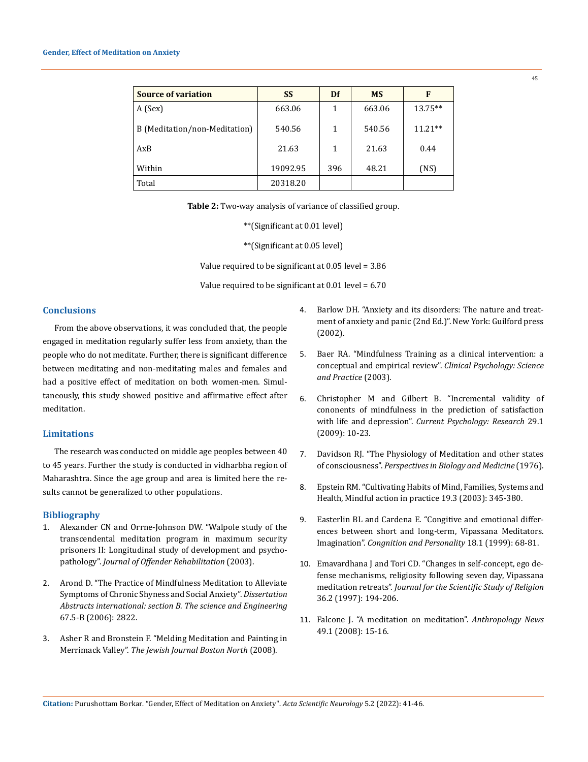| Source of variation | SS | Df | MS | F |
|---|---|---|---|---|
| A (Sex) | 663.06 | 1 | 663.06 | 13.75** |
| B (Meditation/non-Meditation) | 540.56 | 1 | 540.56 | 11.21** |
| AxB | 21.63 | 1 | 21.63 | 0.44 |
| Within | 19092.95 | 396 | 48.21 | (NS) |
| Total | 20318.20 | | | |

**Table 2:** Two-way analysis of variance of classified group.

**(Significant at 0.01 level)

**(Significant at 0.05 level)

Value required to be significant at 0.05 level = 3.86

Value required to be significant at 0.01 level = 6.70

## Conclusions

From the above observations, it was concluded that, the people engaged in meditation regularly suffer less from anxiety, than the people who do not meditate. Further, there is significant difference between meditating and non-meditating males and females and had a positive effect of meditation on both women-men. Simultaneously, this study showed positive and affirmative effect after meditation.

## Limitations

The research was conducted on middle age peoples between 40 to 45 years. Further the study is conducted in vidharbha region of Maharashtra. Since the age group and area is limited here the results cannot be generalized to other populations.

## Bibliography

1. Alexander CN and Orrne-Johnson DW. "Walpole study of the transcendental meditation program in maximum security prisoners II: Longitudinal study of development and psychopathology". *Journal of Offender Rehabilitation* (2003).
2. Arond D. "The Practice of Mindfulness Meditation to Alleviate Symptoms of Chronic Shyness and Social Anxiety". *Dissertation Abstracts international: section B. The science and Engineering* 67.5-B (2006): 2822.
3. Asher R and Bronstein F. "Melding Meditation and Painting in Merrimack Valley". *The Jewish Journal Boston North* (2008).
4. Barlow DH. "Anxiety and its disorders: The nature and treatment of anxiety and panic (2nd Ed.)". New York: Guilford press (2002).
5. Baer RA. "Mindfulness Training as a clinical intervention: a conceptual and empirical review". *Clinical Psychology: Science and Practice* (2003).
6. Christopher M and Gilbert B. "Incremental validity of cononents of mindfulness in the prediction of satisfaction with life and depression". *Current Psychology: Research* 29.1 (2009): 10-23.
7. Davidson RJ. "The Physiology of Meditation and other states of consciousness". *Perspectives in Biology and Medicine* (1976).
8. Epstein RM. "Cultivating Habits of Mind, Families, Systems and Health, Mindful action in practice 19.3 (2003): 345-380.
9. Easterlin BL and Cardena E. "Cogitive and emotional differences between short and long-term, Vipassana Meditators. Imagination". *Congnition and Personality* 18.1 (1999): 68-81.
10. Emavardhana J and Tori CD. "Changes in self-concept, ego defense mechanisms, religiosity following seven day, Vipassana meditation retreats". *Journal for the Scientific Study of Religion* 36.2 (1997): 194-206.
11. Falcone J. "A meditation on meditation". *Anthropology News* 49.1 (2008): 15-16.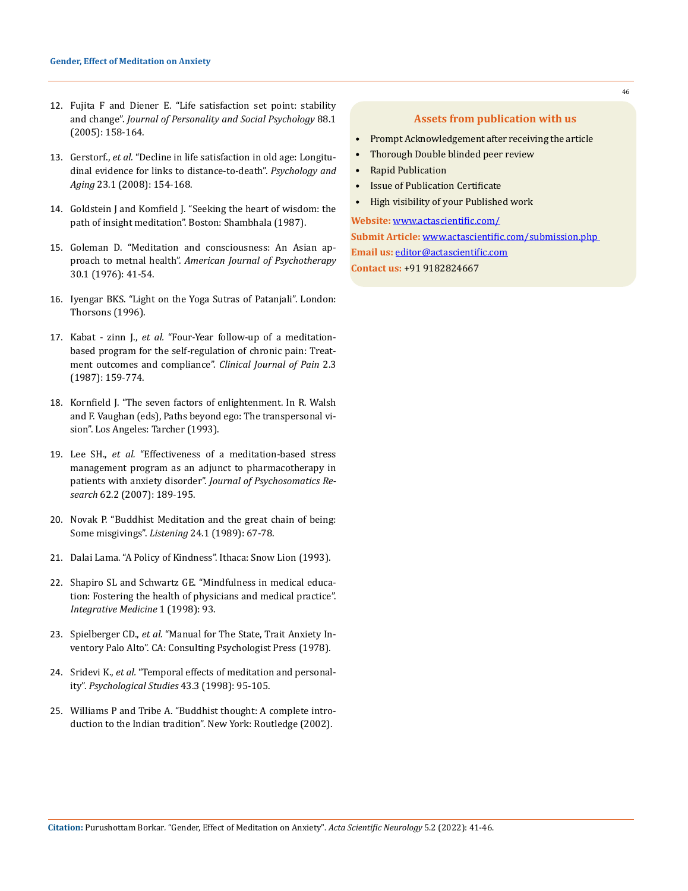12. Fujita F and Diener E. "Life satisfaction set point: stability and change". *Journal of Personality and Social Psychology* 88.1 (2005): 158-164.

13. Gerstorf., *et al.* "Decline in life satisfaction in old age: Longitudinal evidence for links to distance-to-death". *Psychology and Aging* 23.1 (2008): 154-168.

14. Goldstein J and Komfield J. "Seeking the heart of wisdom: the path of insight meditation". Boston: Shambhala (1987).

15. Goleman D. "Meditation and consciousness: An Asian approach to metnal health". *American Journal of Psychotherapy* 30.1 (1976): 41-54.

16. Iyengar BKS. "Light on the Yoga Sutras of Patanjali". London: Thorsons (1996).

17. Kabat - zinn J., *et al.* "Four-Year follow-up of a meditation-based program for the self-regulation of chronic pain: Treatment outcomes and compliance". *Clinical Journal of Pain* 2.3 (1987): 159-774.

18. Kornfield J. "The seven factors of enlightenment. In R. Walsh and F. Vaughan (eds), Paths beyond ego: The transpersonal vision". Los Angeles: Tarcher (1993).

19. Lee SH., *et al.* "Effectiveness of a meditation-based stress management program as an adjunct to pharmacotherapy in patients with anxiety disorder". *Journal of Psychosomatics Research* 62.2 (2007): 189-195.

20. Novak P. "Buddhist Meditation and the great chain of being: Some misgivings". *Listening* 24.1 (1989): 67-78.

21. Dalai Lama. "A Policy of Kindness". Ithaca: Snow Lion (1993).

22. Shapiro SL and Schwartz GE. "Mindfulness in medical education: Fostering the health of physicians and medical practice". *Integrative Medicine* 1 (1998): 93.

23. Spielberger CD., *et al.* "Manual for The State, Trait Anxiety Inventory Palo Alto". CA: Consulting Psychologist Press (1978).

24. Sridevi K., *et al.* "Temporal effects of meditation and personality". *Psychological Studies* 43.3 (1998): 95-105.

25. Williams P and Tribe A. "Buddhist thought: A complete introduction to the Indian tradition". New York: Routledge (2002).

### Assets from publication with us

- Prompt Acknowledgement after receiving the article
- Thorough Double blinded peer review
- Rapid Publication
- Issue of Publication Certificate
- High visibility of your Published work

**Website:** www.actascientific.com/

**Submit Article:** www.actascientific.com/submission.php

**Email us:** editor@actascientific.com

**Contact us:** +91 9182824667